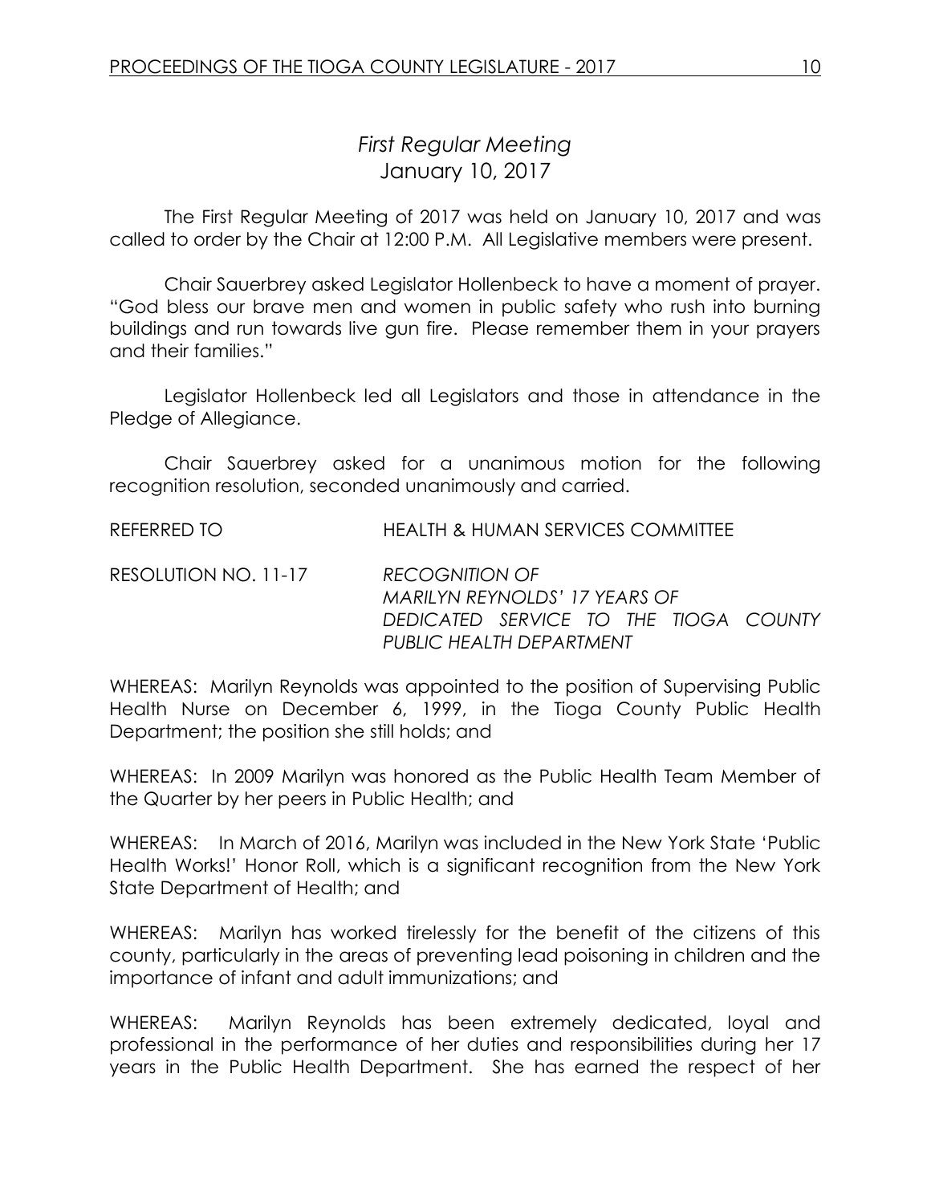## *First Regular Meeting*
## January 10, 2017

The First Regular Meeting of 2017 was held on January 10, 2017 and was called to order by the Chair at 12:00 P.M. All Legislative members were present.

Chair Sauerbrey asked Legislator Hollenbeck to have a moment of prayer. "God bless our brave men and women in public safety who rush into burning buildings and run towards live gun fire. Please remember them in your prayers and their families."

Legislator Hollenbeck led all Legislators and those in attendance in the Pledge of Allegiance.

Chair Sauerbrey asked for a unanimous motion for the following recognition resolution, seconded unanimously and carried.

REFERRED TO HEALTH & HUMAN SERVICES COMMITTEE

RESOLUTION NO. 11-17 *RECOGNITION OF MARILYN REYNOLDS' 17 YEARS OF DEDICATED SERVICE TO THE TIOGA COUNTY PUBLIC HEALTH DEPARTMENT*

WHEREAS: Marilyn Reynolds was appointed to the position of Supervising Public Health Nurse on December 6, 1999, in the Tioga County Public Health Department; the position she still holds; and

WHEREAS: In 2009 Marilyn was honored as the Public Health Team Member of the Quarter by her peers in Public Health; and

WHEREAS: In March of 2016, Marilyn was included in the New York State 'Public Health Works!' Honor Roll, which is a significant recognition from the New York State Department of Health; and

WHEREAS: Marilyn has worked tirelessly for the benefit of the citizens of this county, particularly in the areas of preventing lead poisoning in children and the importance of infant and adult immunizations; and

WHEREAS: Marilyn Reynolds has been extremely dedicated, loyal and professional in the performance of her duties and responsibilities during her 17 years in the Public Health Department. She has earned the respect of her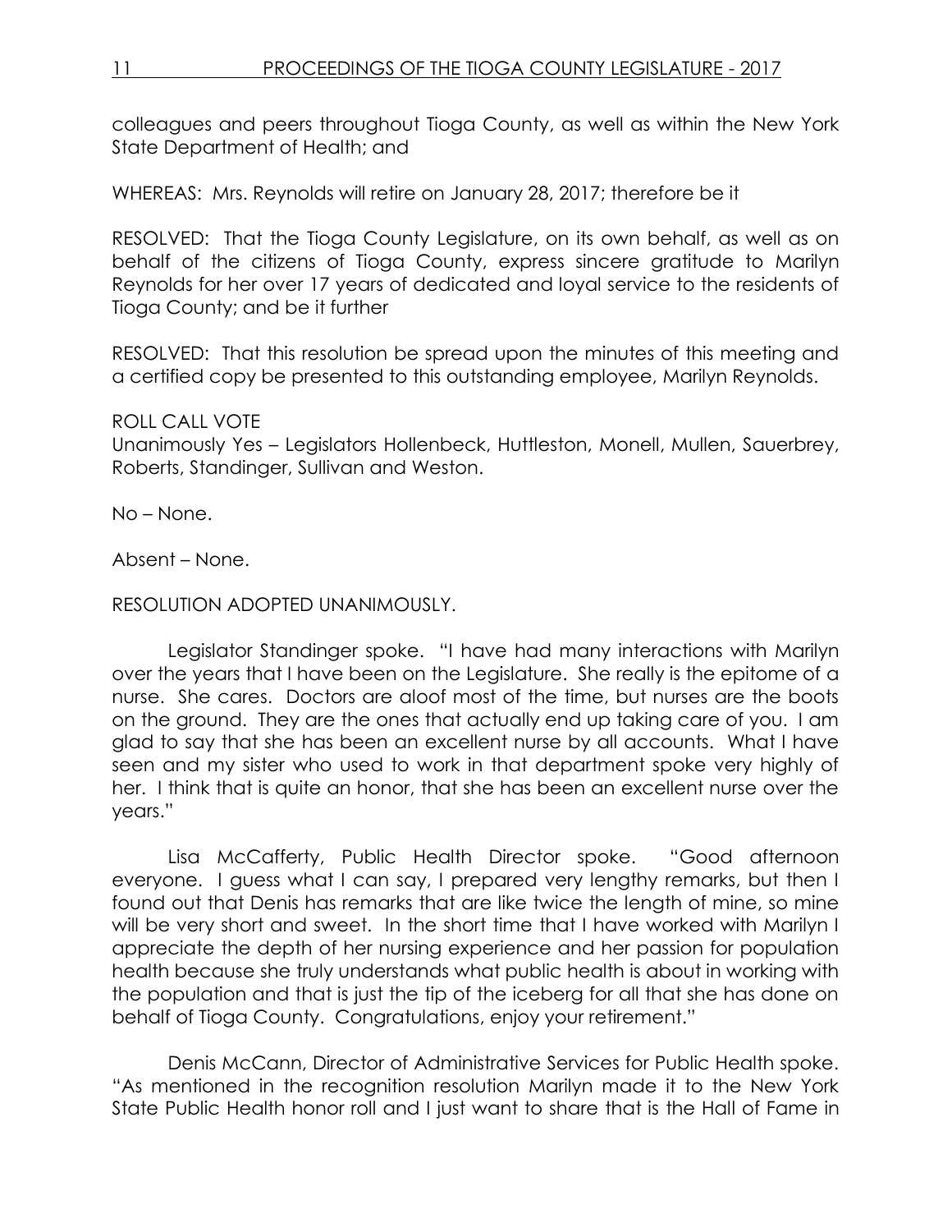colleagues and peers throughout Tioga County, as well as within the New York State Department of Health; and

WHEREAS: Mrs. Reynolds will retire on January 28, 2017; therefore be it

RESOLVED: That the Tioga County Legislature, on its own behalf, as well as on behalf of the citizens of Tioga County, express sincere gratitude to Marilyn Reynolds for her over 17 years of dedicated and loyal service to the residents of Tioga County; and be it further

RESOLVED: That this resolution be spread upon the minutes of this meeting and a certified copy be presented to this outstanding employee, Marilyn Reynolds.

ROLL CALL VOTE
Unanimously Yes – Legislators Hollenbeck, Huttleston, Monell, Mullen, Sauerbrey, Roberts, Standinger, Sullivan and Weston.

No – None.

Absent – None.

RESOLUTION ADOPTED UNANIMOUSLY.

Legislator Standinger spoke. "I have had many interactions with Marilyn over the years that I have been on the Legislature. She really is the epitome of a nurse. She cares. Doctors are aloof most of the time, but nurses are the boots on the ground. They are the ones that actually end up taking care of you. I am glad to say that she has been an excellent nurse by all accounts. What I have seen and my sister who used to work in that department spoke very highly of her. I think that is quite an honor, that she has been an excellent nurse over the years."

Lisa McCafferty, Public Health Director spoke. "Good afternoon everyone. I guess what I can say, I prepared very lengthy remarks, but then I found out that Denis has remarks that are like twice the length of mine, so mine will be very short and sweet. In the short time that I have worked with Marilyn I appreciate the depth of her nursing experience and her passion for population health because she truly understands what public health is about in working with the population and that is just the tip of the iceberg for all that she has done on behalf of Tioga County. Congratulations, enjoy your retirement."

Denis McCann, Director of Administrative Services for Public Health spoke. "As mentioned in the recognition resolution Marilyn made it to the New York State Public Health honor roll and I just want to share that is the Hall of Fame in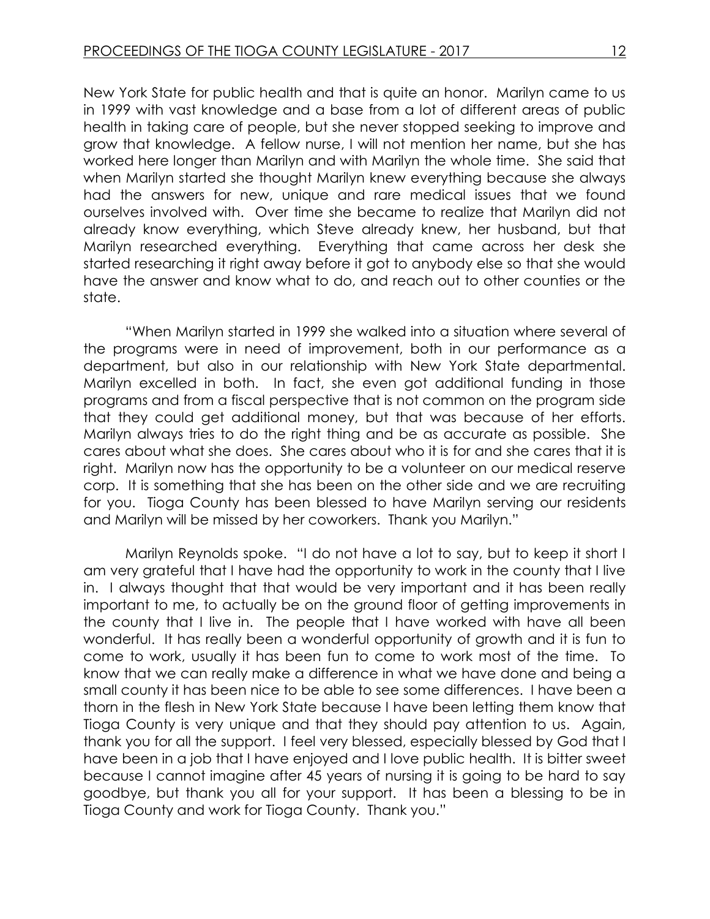New York State for public health and that is quite an honor. Marilyn came to us in 1999 with vast knowledge and a base from a lot of different areas of public health in taking care of people, but she never stopped seeking to improve and grow that knowledge. A fellow nurse, I will not mention her name, but she has worked here longer than Marilyn and with Marilyn the whole time. She said that when Marilyn started she thought Marilyn knew everything because she always had the answers for new, unique and rare medical issues that we found ourselves involved with. Over time she became to realize that Marilyn did not already know everything, which Steve already knew, her husband, but that Marilyn researched everything. Everything that came across her desk she started researching it right away before it got to anybody else so that she would have the answer and know what to do, and reach out to other counties or the state.

"When Marilyn started in 1999 she walked into a situation where several of the programs were in need of improvement, both in our performance as a department, but also in our relationship with New York State departmental. Marilyn excelled in both. In fact, she even got additional funding in those programs and from a fiscal perspective that is not common on the program side that they could get additional money, but that was because of her efforts. Marilyn always tries to do the right thing and be as accurate as possible. She cares about what she does. She cares about who it is for and she cares that it is right. Marilyn now has the opportunity to be a volunteer on our medical reserve corp. It is something that she has been on the other side and we are recruiting for you. Tioga County has been blessed to have Marilyn serving our residents and Marilyn will be missed by her coworkers. Thank you Marilyn."

Marilyn Reynolds spoke. "I do not have a lot to say, but to keep it short I am very grateful that I have had the opportunity to work in the county that I live in. I always thought that that would be very important and it has been really important to me, to actually be on the ground floor of getting improvements in the county that I live in. The people that I have worked with have all been wonderful. It has really been a wonderful opportunity of growth and it is fun to come to work, usually it has been fun to come to work most of the time. To know that we can really make a difference in what we have done and being a small county it has been nice to be able to see some differences. I have been a thorn in the flesh in New York State because I have been letting them know that Tioga County is very unique and that they should pay attention to us. Again, thank you for all the support. I feel very blessed, especially blessed by God that I have been in a job that I have enjoyed and I love public health. It is bitter sweet because I cannot imagine after 45 years of nursing it is going to be hard to say goodbye, but thank you all for your support. It has been a blessing to be in Tioga County and work for Tioga County. Thank you."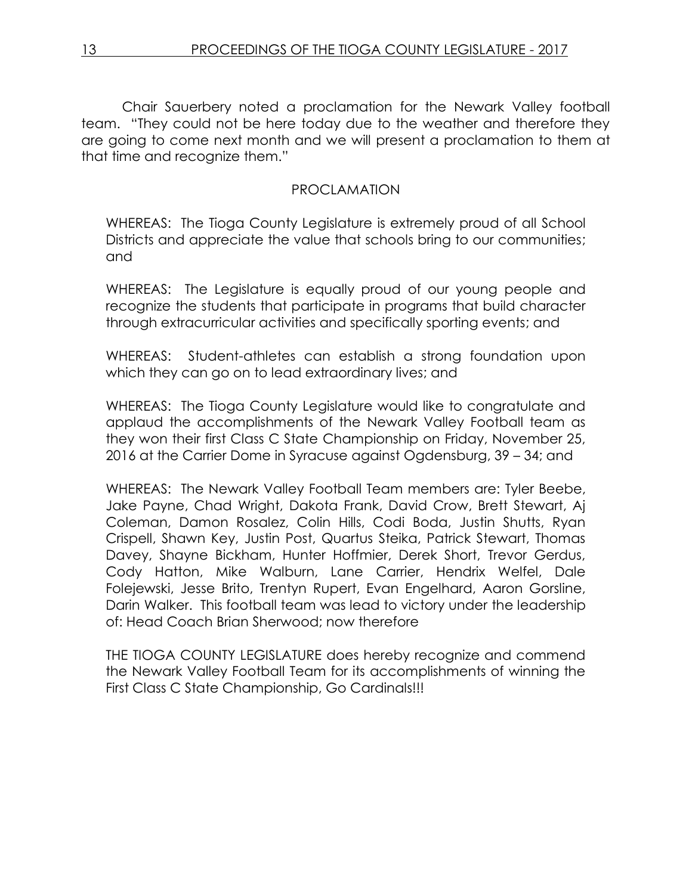Chair Sauerbery noted a proclamation for the Newark Valley football team. "They could not be here today due to the weather and therefore they are going to come next month and we will present a proclamation to them at that time and recognize them."

PROCLAMATION

WHEREAS: The Tioga County Legislature is extremely proud of all School Districts and appreciate the value that schools bring to our communities; and

WHEREAS: The Legislature is equally proud of our young people and recognize the students that participate in programs that build character through extracurricular activities and specifically sporting events; and

WHEREAS: Student-athletes can establish a strong foundation upon which they can go on to lead extraordinary lives; and

WHEREAS: The Tioga County Legislature would like to congratulate and applaud the accomplishments of the Newark Valley Football team as they won their first Class C State Championship on Friday, November 25, 2016 at the Carrier Dome in Syracuse against Ogdensburg, 39 – 34; and

WHEREAS: The Newark Valley Football Team members are: Tyler Beebe, Jake Payne, Chad Wright, Dakota Frank, David Crow, Brett Stewart, Aj Coleman, Damon Rosalez, Colin Hills, Codi Boda, Justin Shutts, Ryan Crispell, Shawn Key, Justin Post, Quartus Steika, Patrick Stewart, Thomas Davey, Shayne Bickham, Hunter Hoffmier, Derek Short, Trevor Gerdus, Cody Hatton, Mike Walburn, Lane Carrier, Hendrix Welfel, Dale Folejewski, Jesse Brito, Trentyn Rupert, Evan Engelhard, Aaron Gorsline, Darin Walker. This football team was lead to victory under the leadership of: Head Coach Brian Sherwood; now therefore

THE TIOGA COUNTY LEGISLATURE does hereby recognize and commend the Newark Valley Football Team for its accomplishments of winning the First Class C State Championship, Go Cardinals!!!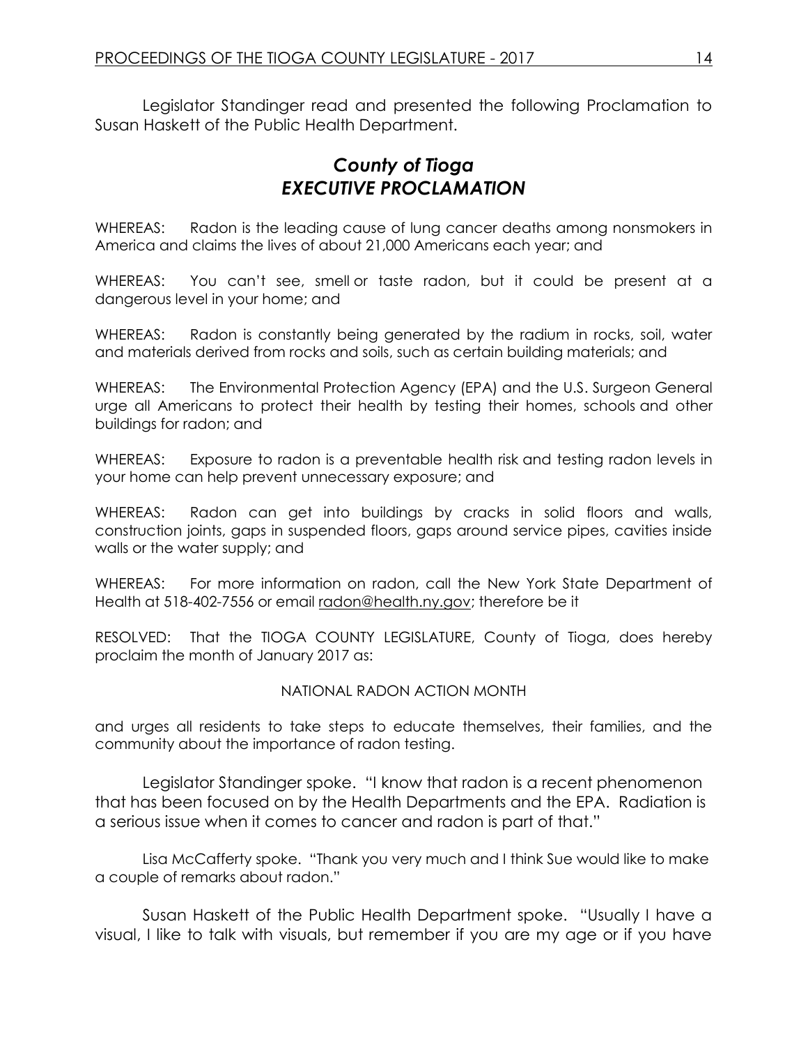Legislator Standinger read and presented the following Proclamation to Susan Haskett of the Public Health Department.

## *County of Tioga*
## *EXECUTIVE PROCLAMATION*

WHEREAS: Radon is the leading cause of lung cancer deaths among nonsmokers in America and claims the lives of about 21,000 Americans each year; and

WHEREAS: You can't see, smell or taste radon, but it could be present at a dangerous level in your home; and

WHEREAS: Radon is constantly being generated by the radium in rocks, soil, water and materials derived from rocks and soils, such as certain building materials; and

WHEREAS: The Environmental Protection Agency (EPA) and the U.S. Surgeon General urge all Americans to protect their health by testing their homes, schools and other buildings for radon; and

WHEREAS: Exposure to radon is a preventable health risk and testing radon levels in your home can help prevent unnecessary exposure; and

WHEREAS: Radon can get into buildings by cracks in solid floors and walls, construction joints, gaps in suspended floors, gaps around service pipes, cavities inside walls or the water supply; and

WHEREAS: For more information on radon, call the New York State Department of Health at 518-402-7556 or email radon@health.ny.gov; therefore be it

RESOLVED: That the TIOGA COUNTY LEGISLATURE, County of Tioga, does hereby proclaim the month of January 2017 as:

NATIONAL RADON ACTION MONTH

and urges all residents to take steps to educate themselves, their families, and the community about the importance of radon testing.

Legislator Standinger spoke. "I know that radon is a recent phenomenon that has been focused on by the Health Departments and the EPA. Radiation is a serious issue when it comes to cancer and radon is part of that."

Lisa McCafferty spoke. "Thank you very much and I think Sue would like to make a couple of remarks about radon."

Susan Haskett of the Public Health Department spoke. "Usually I have a visual, I like to talk with visuals, but remember if you are my age or if you have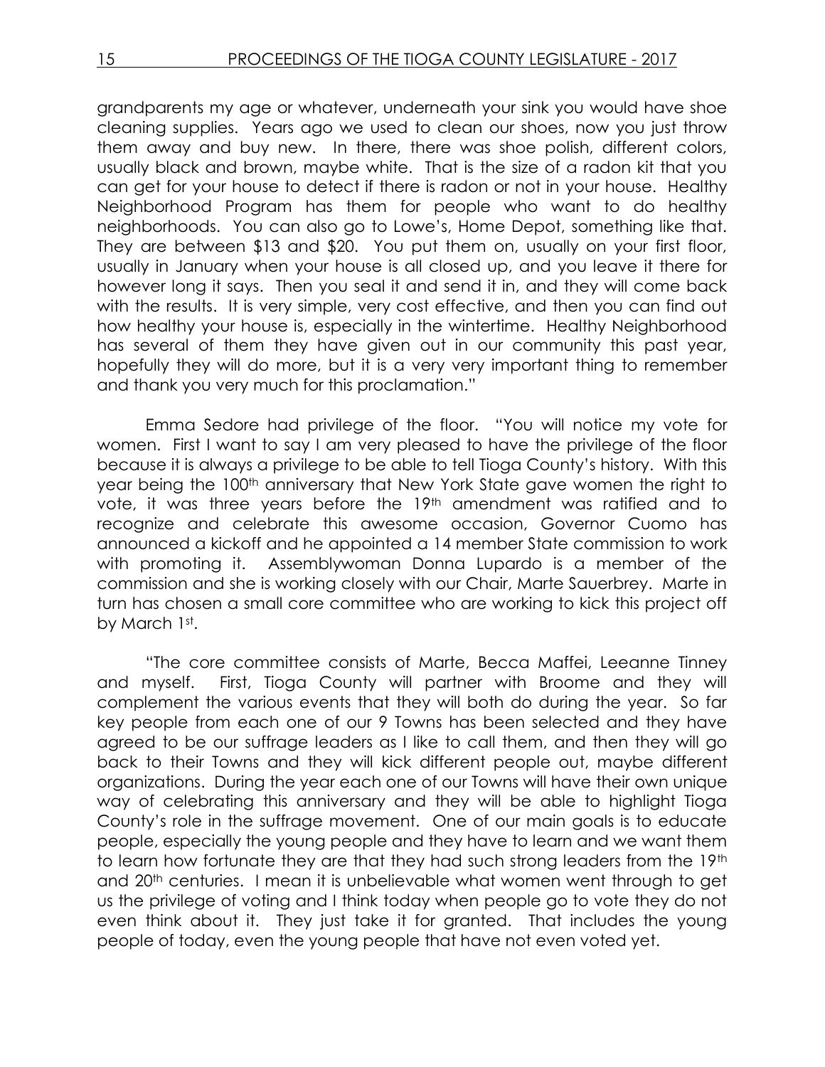grandparents my age or whatever, underneath your sink you would have shoe cleaning supplies. Years ago we used to clean our shoes, now you just throw them away and buy new. In there, there was shoe polish, different colors, usually black and brown, maybe white. That is the size of a radon kit that you can get for your house to detect if there is radon or not in your house. Healthy Neighborhood Program has them for people who want to do healthy neighborhoods. You can also go to Lowe's, Home Depot, something like that. They are between $13 and $20. You put them on, usually on your first floor, usually in January when your house is all closed up, and you leave it there for however long it says. Then you seal it and send it in, and they will come back with the results. It is very simple, very cost effective, and then you can find out how healthy your house is, especially in the wintertime. Healthy Neighborhood has several of them they have given out in our community this past year, hopefully they will do more, but it is a very very important thing to remember and thank you very much for this proclamation."

Emma Sedore had privilege of the floor. "You will notice my vote for women. First I want to say I am very pleased to have the privilege of the floor because it is always a privilege to be able to tell Tioga County's history. With this year being the 100th anniversary that New York State gave women the right to vote, it was three years before the 19th amendment was ratified and to recognize and celebrate this awesome occasion, Governor Cuomo has announced a kickoff and he appointed a 14 member State commission to work with promoting it. Assemblywoman Donna Lupardo is a member of the commission and she is working closely with our Chair, Marte Sauerbrey. Marte in turn has chosen a small core committee who are working to kick this project off by March 1st.

"The core committee consists of Marte, Becca Maffei, Leeanne Tinney and myself. First, Tioga County will partner with Broome and they will complement the various events that they will both do during the year. So far key people from each one of our 9 Towns has been selected and they have agreed to be our suffrage leaders as I like to call them, and then they will go back to their Towns and they will kick different people out, maybe different organizations. During the year each one of our Towns will have their own unique way of celebrating this anniversary and they will be able to highlight Tioga County's role in the suffrage movement. One of our main goals is to educate people, especially the young people and they have to learn and we want them to learn how fortunate they are that they had such strong leaders from the 19th and 20th centuries. I mean it is unbelievable what women went through to get us the privilege of voting and I think today when people go to vote they do not even think about it. They just take it for granted. That includes the young people of today, even the young people that have not even voted yet.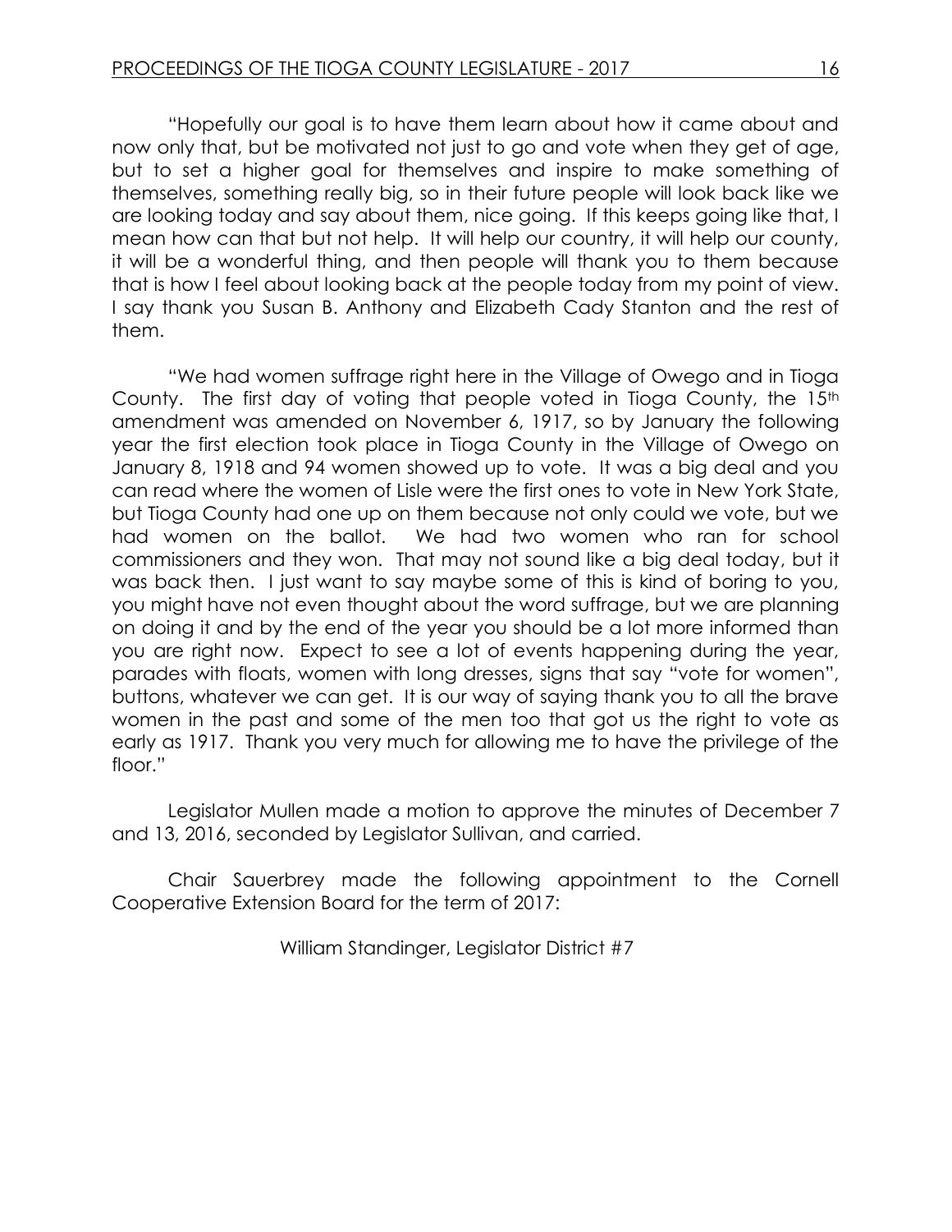"Hopefully our goal is to have them learn about how it came about and now only that, but be motivated not just to go and vote when they get of age, but to set a higher goal for themselves and inspire to make something of themselves, something really big, so in their future people will look back like we are looking today and say about them, nice going. If this keeps going like that, I mean how can that but not help. It will help our country, it will help our county, it will be a wonderful thing, and then people will thank you to them because that is how I feel about looking back at the people today from my point of view. I say thank you Susan B. Anthony and Elizabeth Cady Stanton and the rest of them.

"We had women suffrage right here in the Village of Owego and in Tioga County. The first day of voting that people voted in Tioga County, the 15th amendment was amended on November 6, 1917, so by January the following year the first election took place in Tioga County in the Village of Owego on January 8, 1918 and 94 women showed up to vote. It was a big deal and you can read where the women of Lisle were the first ones to vote in New York State, but Tioga County had one up on them because not only could we vote, but we had women on the ballot. We had two women who ran for school commissioners and they won. That may not sound like a big deal today, but it was back then. I just want to say maybe some of this is kind of boring to you, you might have not even thought about the word suffrage, but we are planning on doing it and by the end of the year you should be a lot more informed than you are right now. Expect to see a lot of events happening during the year, parades with floats, women with long dresses, signs that say "vote for women", buttons, whatever we can get. It is our way of saying thank you to all the brave women in the past and some of the men too that got us the right to vote as early as 1917. Thank you very much for allowing me to have the privilege of the floor."

Legislator Mullen made a motion to approve the minutes of December 7 and 13, 2016, seconded by Legislator Sullivan, and carried.

Chair Sauerbrey made the following appointment to the Cornell Cooperative Extension Board for the term of 2017:

William Standinger, Legislator District #7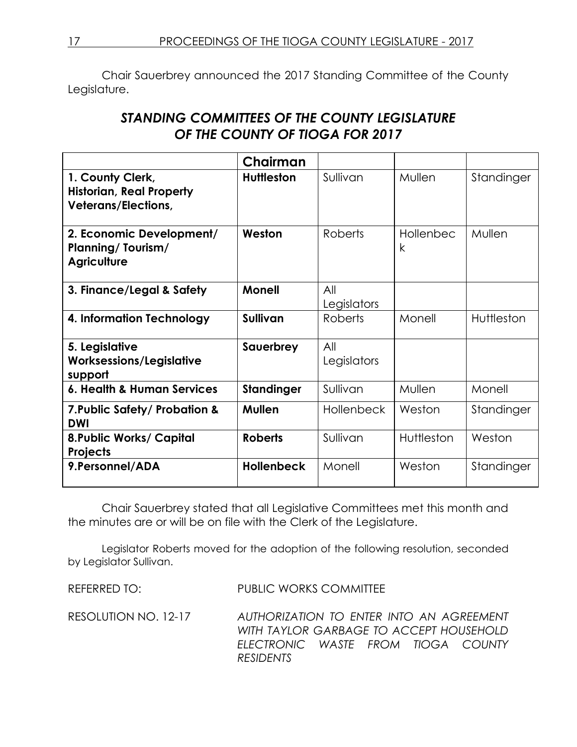Chair Sauerbrey announced the 2017 Standing Committee of the County Legislature.

## *STANDING COMMITTEES OF THE COUNTY LEGISLATURE OF THE COUNTY OF TIOGA FOR 2017*

| | **Chairman** | | | |
|---|---|---|---|---|
| **1. County Clerk, Historian, Real Property Veterans/Elections,** | **Huttleston** | Sullivan | Mullen | Standinger |
| **2. Economic Development/ Planning/ Tourism/ Agriculture** | **Weston** | Roberts | Hollenbeck | Mullen |
| **3. Finance/Legal & Safety** | **Monell** | All Legislators | | |
| **4. Information Technology** | **Sullivan** | Roberts | Monell | Huttleston |
| **5. Legislative Worksessions/Legislative support** | **Sauerbrey** | All Legislators | | |
| **6. Health & Human Services** | **Standinger** | Sullivan | Mullen | Monell |
| **7.Public Safety/ Probation & DWI** | **Mullen** | Hollenbeck | Weston | Standinger |
| **8.Public Works/ Capital Projects** | **Roberts** | Sullivan | Huttleston | Weston |
| **9.Personnel/ADA** | **Hollenbeck** | Monell | Weston | Standinger |

Chair Sauerbrey stated that all Legislative Committees met this month and the minutes are or will be on file with the Clerk of the Legislature.

Legislator Roberts moved for the adoption of the following resolution, seconded by Legislator Sullivan.

REFERRED TO: PUBLIC WORKS COMMITTEE

RESOLUTION NO. 12-17 *AUTHORIZATION TO ENTER INTO AN AGREEMENT WITH TAYLOR GARBAGE TO ACCEPT HOUSEHOLD ELECTRONIC WASTE FROM TIOGA COUNTY RESIDENTS*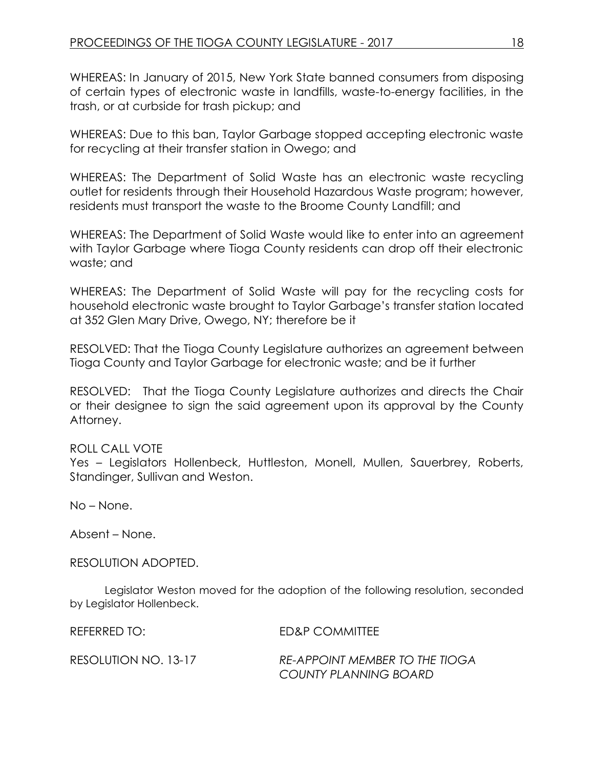WHEREAS: In January of 2015, New York State banned consumers from disposing of certain types of electronic waste in landfills, waste-to-energy facilities, in the trash, or at curbside for trash pickup; and

WHEREAS: Due to this ban, Taylor Garbage stopped accepting electronic waste for recycling at their transfer station in Owego; and

WHEREAS: The Department of Solid Waste has an electronic waste recycling outlet for residents through their Household Hazardous Waste program; however, residents must transport the waste to the Broome County Landfill; and

WHEREAS: The Department of Solid Waste would like to enter into an agreement with Taylor Garbage where Tioga County residents can drop off their electronic waste; and

WHEREAS: The Department of Solid Waste will pay for the recycling costs for household electronic waste brought to Taylor Garbage's transfer station located at 352 Glen Mary Drive, Owego, NY; therefore be it

RESOLVED: That the Tioga County Legislature authorizes an agreement between Tioga County and Taylor Garbage for electronic waste; and be it further

RESOLVED: That the Tioga County Legislature authorizes and directs the Chair or their designee to sign the said agreement upon its approval by the County Attorney.

ROLL CALL VOTE
Yes – Legislators Hollenbeck, Huttleston, Monell, Mullen, Sauerbrey, Roberts, Standinger, Sullivan and Weston.

No – None.

Absent – None.

RESOLUTION ADOPTED.

Legislator Weston moved for the adoption of the following resolution, seconded by Legislator Hollenbeck.

REFERRED TO: ED&P COMMITTEE

RESOLUTION NO. 13-17 *RE-APPOINT MEMBER TO THE TIOGA COUNTY PLANNING BOARD*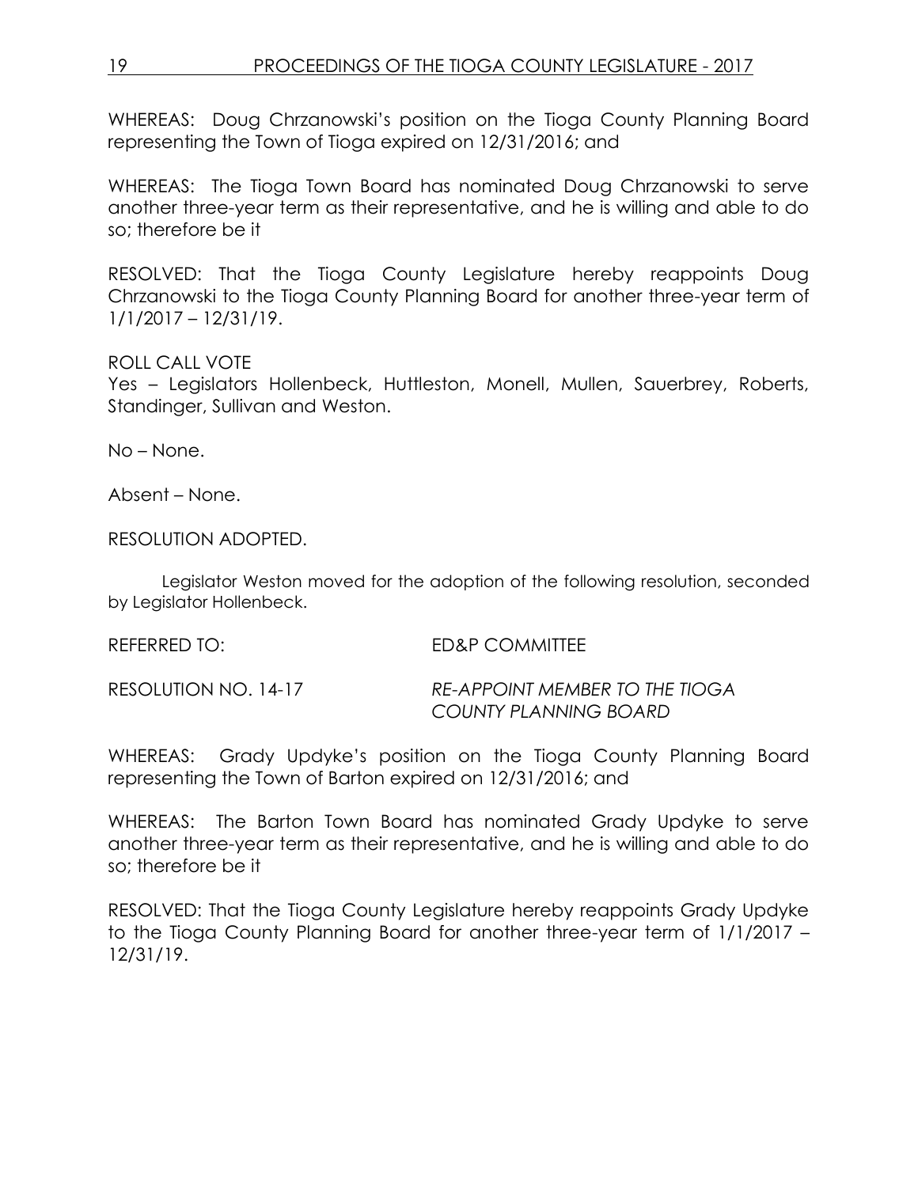WHEREAS: Doug Chrzanowski's position on the Tioga County Planning Board representing the Town of Tioga expired on 12/31/2016; and

WHEREAS: The Tioga Town Board has nominated Doug Chrzanowski to serve another three-year term as their representative, and he is willing and able to do so; therefore be it

RESOLVED: That the Tioga County Legislature hereby reappoints Doug Chrzanowski to the Tioga County Planning Board for another three-year term of 1/1/2017 – 12/31/19.

ROLL CALL VOTE
Yes – Legislators Hollenbeck, Huttleston, Monell, Mullen, Sauerbrey, Roberts, Standinger, Sullivan and Weston.

No – None.

Absent – None.

RESOLUTION ADOPTED.

Legislator Weston moved for the adoption of the following resolution, seconded by Legislator Hollenbeck.

REFERRED TO: ED&P COMMITTEE

RESOLUTION NO. 14-17 *RE-APPOINT MEMBER TO THE TIOGA COUNTY PLANNING BOARD*

WHEREAS: Grady Updyke's position on the Tioga County Planning Board representing the Town of Barton expired on 12/31/2016; and

WHEREAS: The Barton Town Board has nominated Grady Updyke to serve another three-year term as their representative, and he is willing and able to do so; therefore be it

RESOLVED: That the Tioga County Legislature hereby reappoints Grady Updyke to the Tioga County Planning Board for another three-year term of 1/1/2017 – 12/31/19.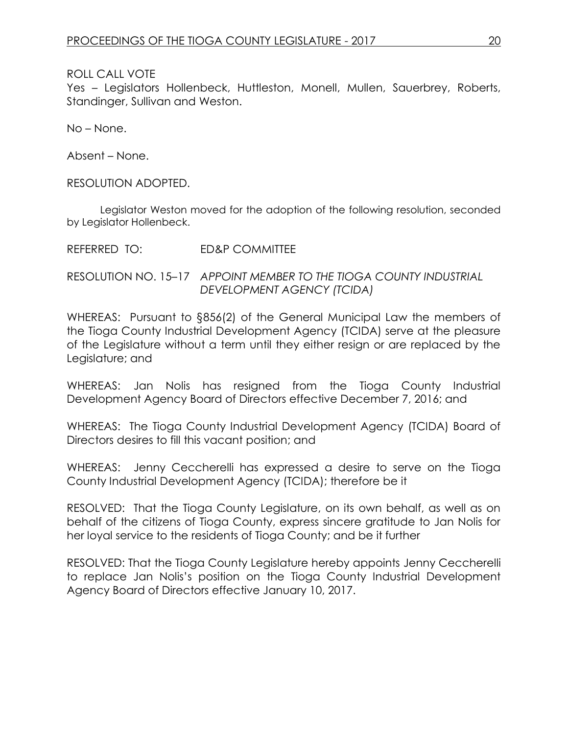ROLL CALL VOTE

Yes – Legislators Hollenbeck, Huttleston, Monell, Mullen, Sauerbrey, Roberts, Standinger, Sullivan and Weston.

No – None.

Absent – None.

RESOLUTION ADOPTED.

Legislator Weston moved for the adoption of the following resolution, seconded by Legislator Hollenbeck.

REFERRED TO: ED&P COMMITTEE

RESOLUTION NO. 15–17 *APPOINT MEMBER TO THE TIOGA COUNTY INDUSTRIAL DEVELOPMENT AGENCY (TCIDA)*

WHEREAS: Pursuant to §856(2) of the General Municipal Law the members of the Tioga County Industrial Development Agency (TCIDA) serve at the pleasure of the Legislature without a term until they either resign or are replaced by the Legislature; and

WHEREAS: Jan Nolis has resigned from the Tioga County Industrial Development Agency Board of Directors effective December 7, 2016; and

WHEREAS: The Tioga County Industrial Development Agency (TCIDA) Board of Directors desires to fill this vacant position; and

WHEREAS: Jenny Ceccherelli has expressed a desire to serve on the Tioga County Industrial Development Agency (TCIDA); therefore be it

RESOLVED: That the Tioga County Legislature, on its own behalf, as well as on behalf of the citizens of Tioga County, express sincere gratitude to Jan Nolis for her loyal service to the residents of Tioga County; and be it further

RESOLVED: That the Tioga County Legislature hereby appoints Jenny Ceccherelli to replace Jan Nolis's position on the Tioga County Industrial Development Agency Board of Directors effective January 10, 2017.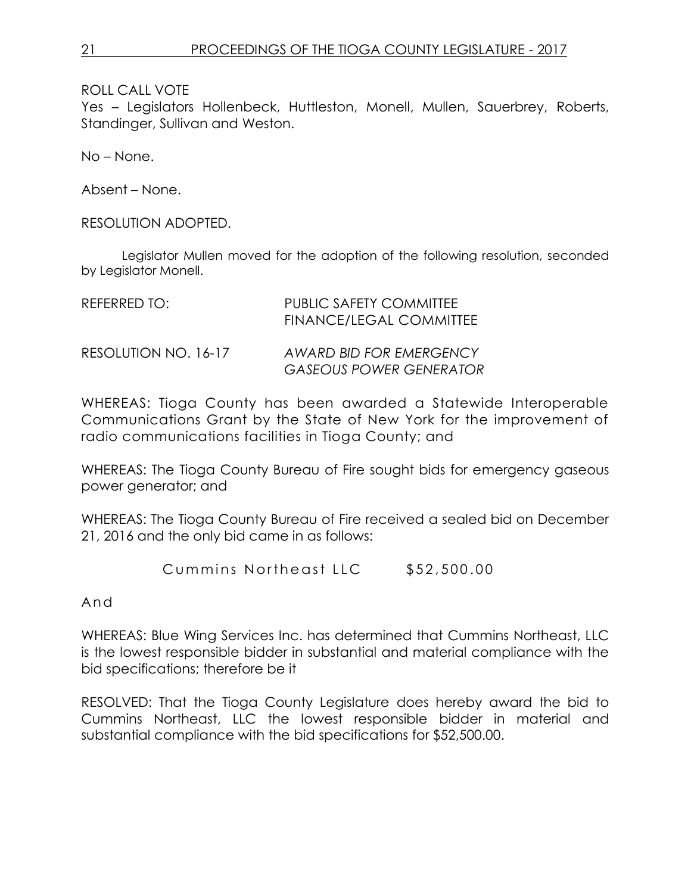ROLL CALL VOTE
Yes – Legislators Hollenbeck, Huttleston, Monell, Mullen, Sauerbrey, Roberts, Standinger, Sullivan and Weston.

No – None.

Absent – None.

RESOLUTION ADOPTED.

Legislator Mullen moved for the adoption of the following resolution, seconded by Legislator Monell.

REFERRED TO: PUBLIC SAFETY COMMITTEE
FINANCE/LEGAL COMMITTEE

RESOLUTION NO. 16-17 *AWARD BID FOR EMERGENCY GASEOUS POWER GENERATOR*

WHEREAS: Tioga County has been awarded a Statewide Interoperable Communications Grant by the State of New York for the improvement of radio communications facilities in Tioga County; and

WHEREAS: The Tioga County Bureau of Fire sought bids for emergency gaseous power generator; and

WHEREAS: The Tioga County Bureau of Fire received a sealed bid on December 21, 2016 and the only bid came in as follows:

Cummins Northeast LLC $52,500.00

And

WHEREAS: Blue Wing Services Inc. has determined that Cummins Northeast, LLC is the lowest responsible bidder in substantial and material compliance with the bid specifications; therefore be it

RESOLVED: That the Tioga County Legislature does hereby award the bid to Cummins Northeast, LLC the lowest responsible bidder in material and substantial compliance with the bid specifications for $52,500.00.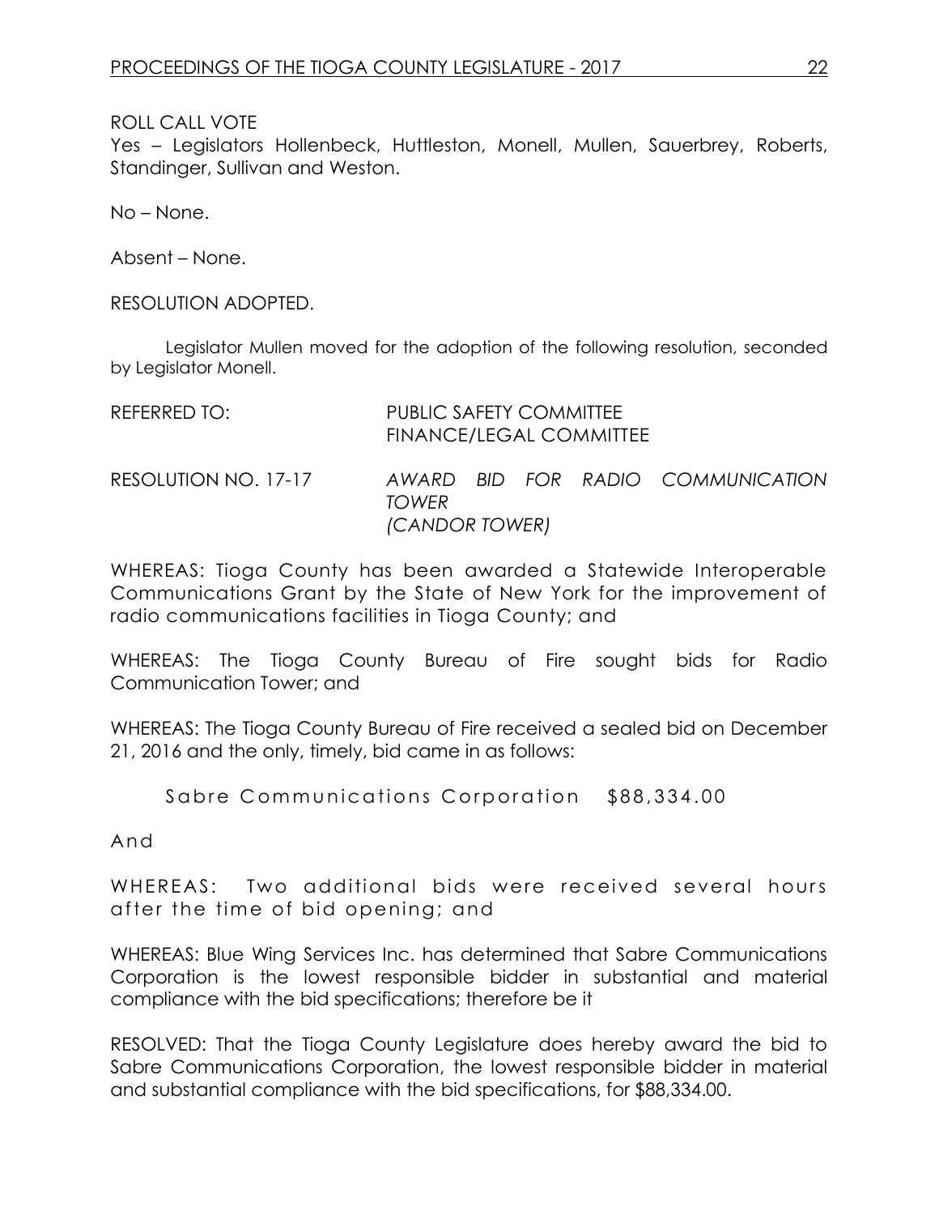ROLL CALL VOTE

Yes – Legislators Hollenbeck, Huttleston, Monell, Mullen, Sauerbrey, Roberts, Standinger, Sullivan and Weston.

No – None.

Absent – None.

RESOLUTION ADOPTED.

Legislator Mullen moved for the adoption of the following resolution, seconded by Legislator Monell.

REFERRED TO: PUBLIC SAFETY COMMITTEE
FINANCE/LEGAL COMMITTEE

RESOLUTION NO. 17-17 *AWARD BID FOR RADIO COMMUNICATION TOWER*
*(CANDOR TOWER)*

WHEREAS: Tioga County has been awarded a Statewide Interoperable Communications Grant by the State of New York for the improvement of radio communications facilities in Tioga County; and

WHEREAS: The Tioga County Bureau of Fire sought bids for Radio Communication Tower; and

WHEREAS: The Tioga County Bureau of Fire received a sealed bid on December 21, 2016 and the only, timely, bid came in as follows:

Sabre Communications Corporation $88,334.00

And

WHEREAS: Two additional bids were received several hours after the time of bid opening; and

WHEREAS: Blue Wing Services Inc. has determined that Sabre Communications Corporation is the lowest responsible bidder in substantial and material compliance with the bid specifications; therefore be it

RESOLVED: That the Tioga County Legislature does hereby award the bid to Sabre Communications Corporation, the lowest responsible bidder in material and substantial compliance with the bid specifications, for $88,334.00.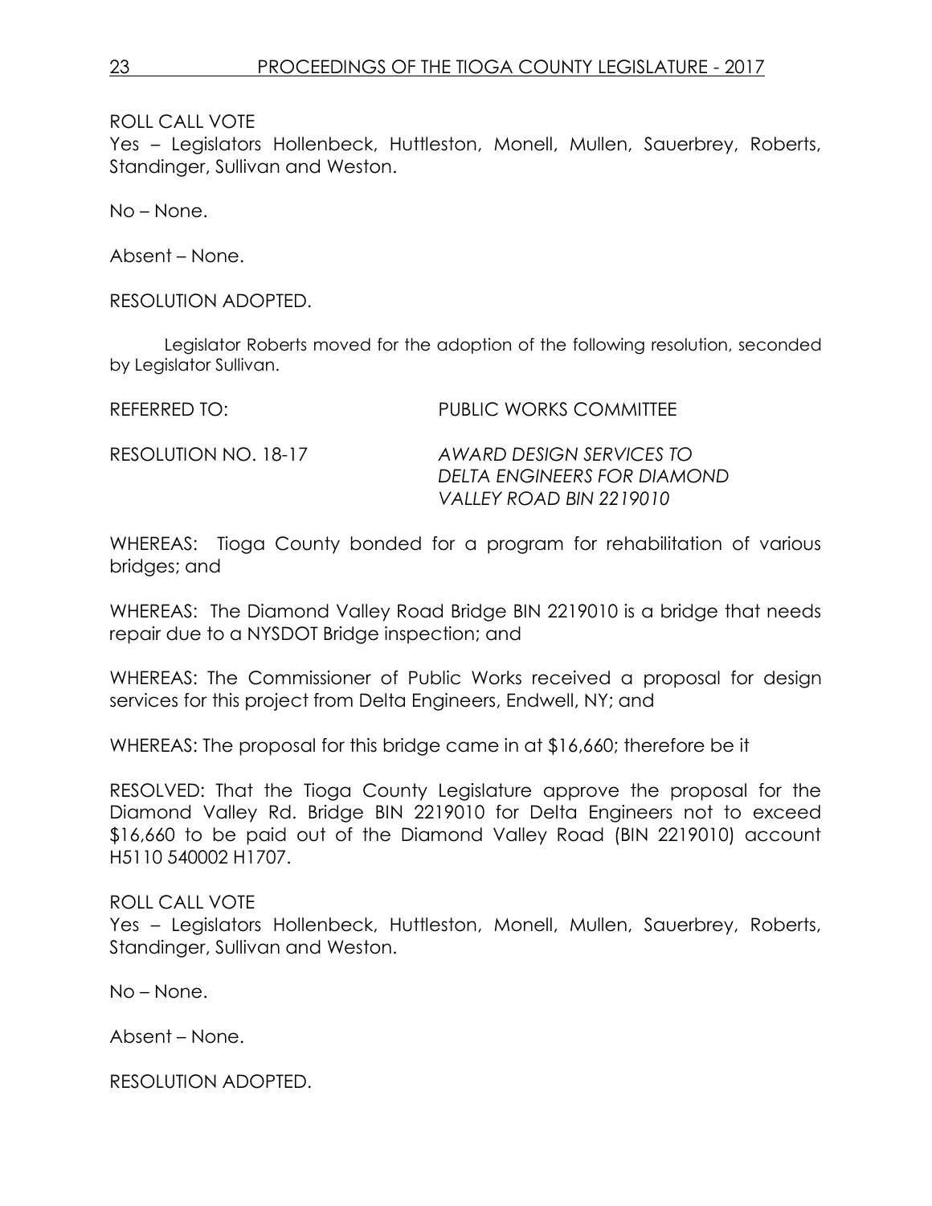ROLL CALL VOTE
Yes – Legislators Hollenbeck, Huttleston, Monell, Mullen, Sauerbrey, Roberts, Standinger, Sullivan and Weston.

No – None.

Absent – None.

RESOLUTION ADOPTED.

Legislator Roberts moved for the adoption of the following resolution, seconded by Legislator Sullivan.

REFERRED TO: PUBLIC WORKS COMMITTEE

RESOLUTION NO. 18-17 *AWARD DESIGN SERVICES TO DELTA ENGINEERS FOR DIAMOND VALLEY ROAD BIN 2219010*

WHEREAS: Tioga County bonded for a program for rehabilitation of various bridges; and

WHEREAS: The Diamond Valley Road Bridge BIN 2219010 is a bridge that needs repair due to a NYSDOT Bridge inspection; and

WHEREAS: The Commissioner of Public Works received a proposal for design services for this project from Delta Engineers, Endwell, NY; and

WHEREAS: The proposal for this bridge came in at $16,660; therefore be it

RESOLVED: That the Tioga County Legislature approve the proposal for the Diamond Valley Rd. Bridge BIN 2219010 for Delta Engineers not to exceed $16,660 to be paid out of the Diamond Valley Road (BIN 2219010) account H5110 540002 H1707.

ROLL CALL VOTE
Yes – Legislators Hollenbeck, Huttleston, Monell, Mullen, Sauerbrey, Roberts, Standinger, Sullivan and Weston.

No – None.

Absent – None.

RESOLUTION ADOPTED.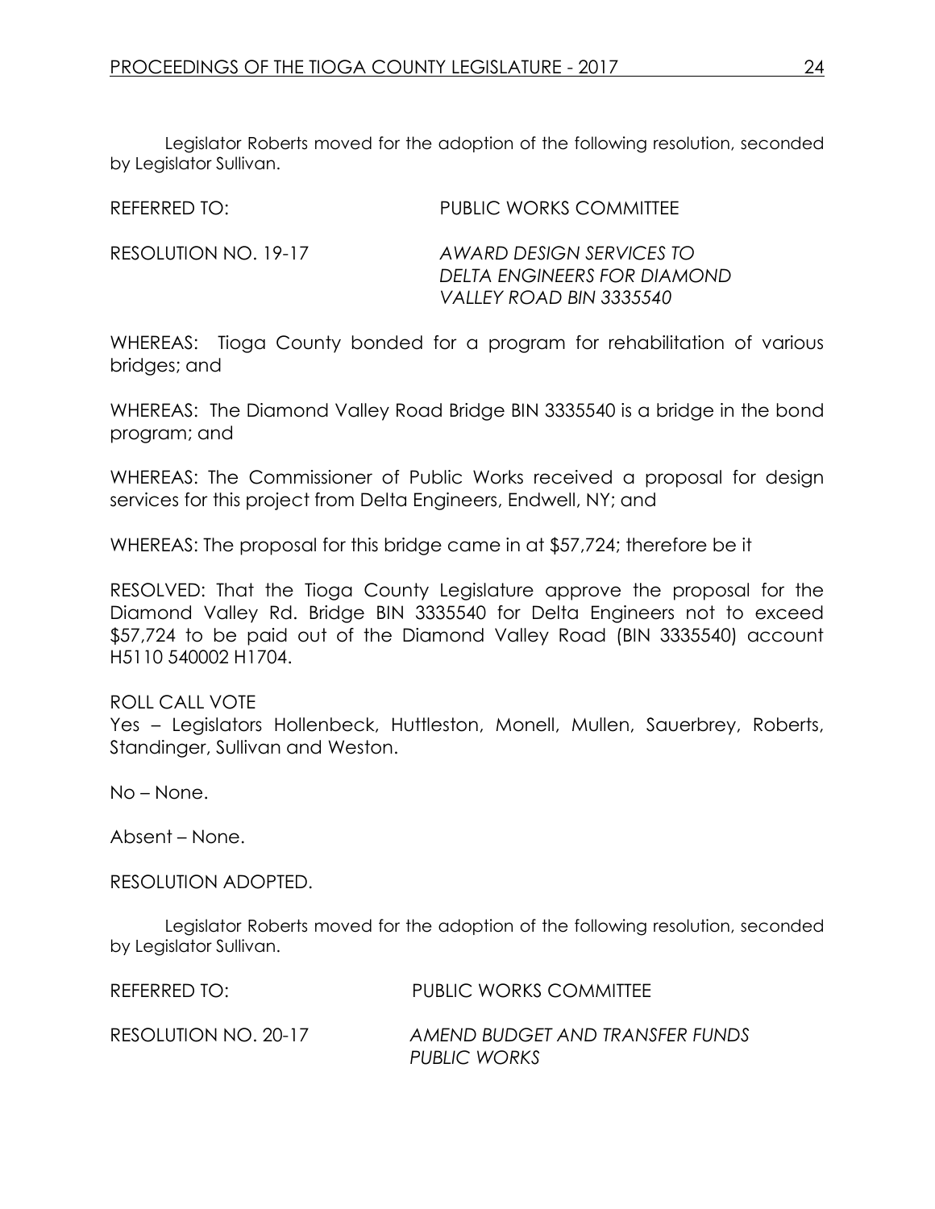Legislator Roberts moved for the adoption of the following resolution, seconded by Legislator Sullivan.

REFERRED TO: PUBLIC WORKS COMMITTEE

RESOLUTION NO. 19-17 *AWARD DESIGN SERVICES TO DELTA ENGINEERS FOR DIAMOND VALLEY ROAD BIN 3335540*

WHEREAS: Tioga County bonded for a program for rehabilitation of various bridges; and

WHEREAS: The Diamond Valley Road Bridge BIN 3335540 is a bridge in the bond program; and

WHEREAS: The Commissioner of Public Works received a proposal for design services for this project from Delta Engineers, Endwell, NY; and

WHEREAS: The proposal for this bridge came in at $57,724; therefore be it

RESOLVED: That the Tioga County Legislature approve the proposal for the Diamond Valley Rd. Bridge BIN 3335540 for Delta Engineers not to exceed $57,724 to be paid out of the Diamond Valley Road (BIN 3335540) account H5110 540002 H1704.

ROLL CALL VOTE
Yes – Legislators Hollenbeck, Huttleston, Monell, Mullen, Sauerbrey, Roberts, Standinger, Sullivan and Weston.

No – None.

Absent – None.

RESOLUTION ADOPTED.

Legislator Roberts moved for the adoption of the following resolution, seconded by Legislator Sullivan.

REFERRED TO: PUBLIC WORKS COMMITTEE

RESOLUTION NO. 20-17 *AMEND BUDGET AND TRANSFER FUNDS PUBLIC WORKS*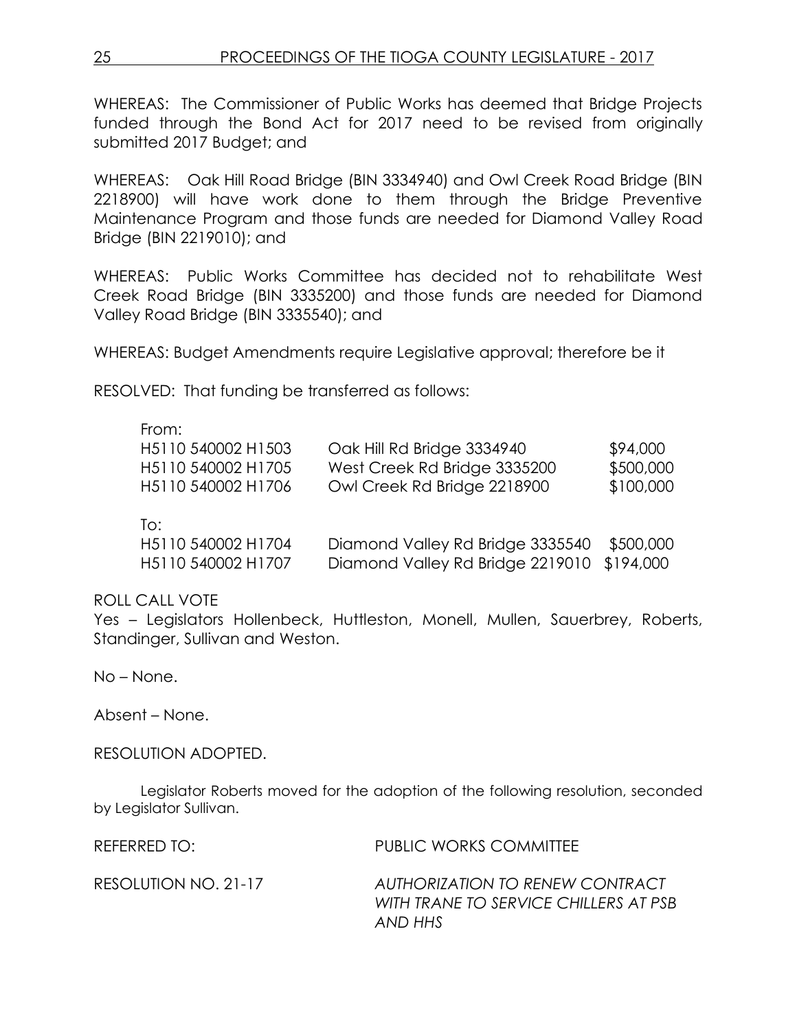WHEREAS: The Commissioner of Public Works has deemed that Bridge Projects funded through the Bond Act for 2017 need to be revised from originally submitted 2017 Budget; and

WHEREAS: Oak Hill Road Bridge (BIN 3334940) and Owl Creek Road Bridge (BIN 2218900) will have work done to them through the Bridge Preventive Maintenance Program and those funds are needed for Diamond Valley Road Bridge (BIN 2219010); and

WHEREAS: Public Works Committee has decided not to rehabilitate West Creek Road Bridge (BIN 3335200) and those funds are needed for Diamond Valley Road Bridge (BIN 3335540); and

WHEREAS: Budget Amendments require Legislative approval; therefore be it

RESOLVED: That funding be transferred as follows:

| From: | | |
|---|---|---|
| H5110 540002 H1503 | Oak Hill Rd Bridge 3334940 | $94,000 |
| H5110 540002 H1705 | West Creek Rd Bridge 3335200 | $500,000 |
| H5110 540002 H1706 | Owl Creek Rd Bridge 2218900 | $100,000 |
| **To:** | | |
| H5110 540002 H1704 | Diamond Valley Rd Bridge 3335540 | $500,000 |
| H5110 540002 H1707 | Diamond Valley Rd Bridge 2219010 | $194,000 |

ROLL CALL VOTE
Yes – Legislators Hollenbeck, Huttleston, Monell, Mullen, Sauerbrey, Roberts, Standinger, Sullivan and Weston.

No – None.

Absent – None.

RESOLUTION ADOPTED.

Legislator Roberts moved for the adoption of the following resolution, seconded by Legislator Sullivan.

REFERRED TO: PUBLIC WORKS COMMITTEE

RESOLUTION NO. 21-17 *AUTHORIZATION TO RENEW CONTRACT WITH TRANE TO SERVICE CHILLERS AT PSB AND HHS*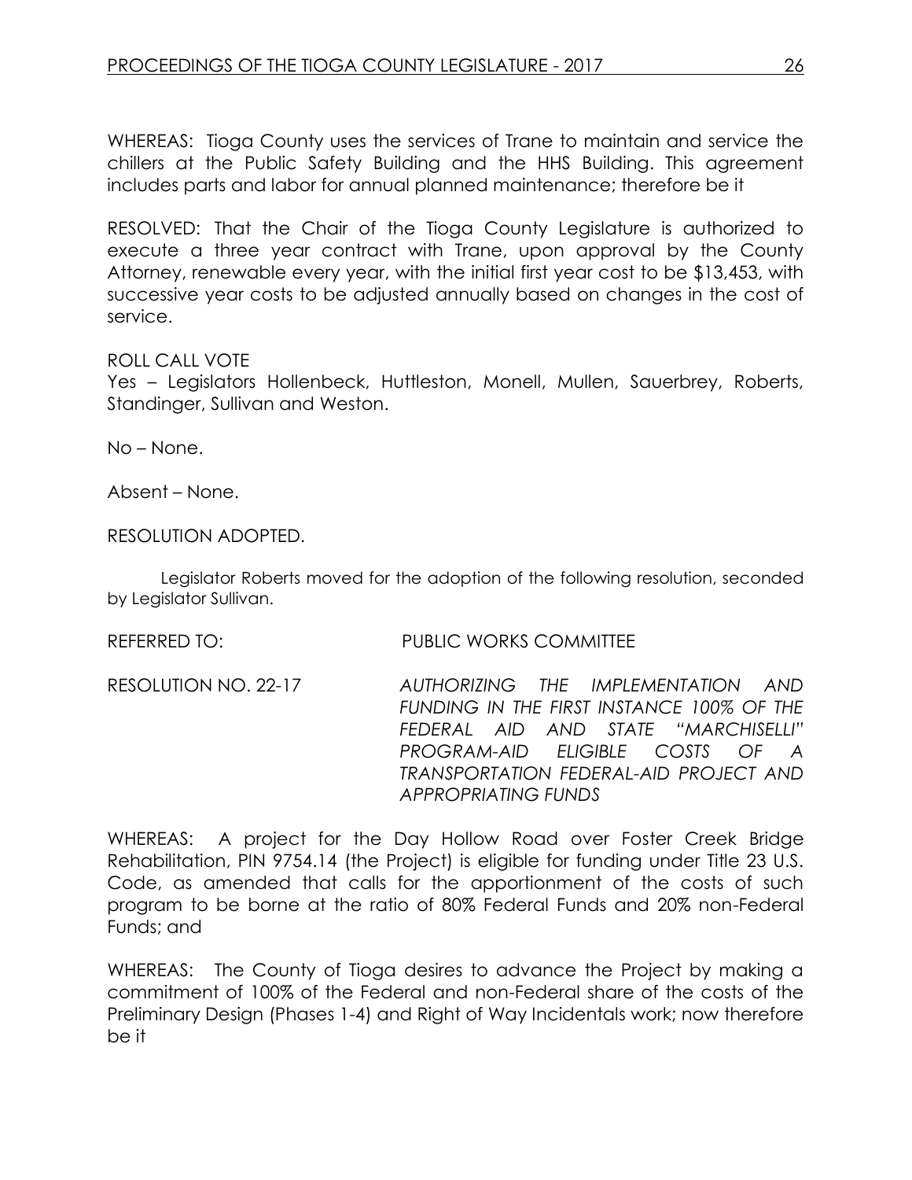WHEREAS: Tioga County uses the services of Trane to maintain and service the chillers at the Public Safety Building and the HHS Building. This agreement includes parts and labor for annual planned maintenance; therefore be it

RESOLVED: That the Chair of the Tioga County Legislature is authorized to execute a three year contract with Trane, upon approval by the County Attorney, renewable every year, with the initial first year cost to be $13,453, with successive year costs to be adjusted annually based on changes in the cost of service.

ROLL CALL VOTE
Yes – Legislators Hollenbeck, Huttleston, Monell, Mullen, Sauerbrey, Roberts, Standinger, Sullivan and Weston.

No – None.

Absent – None.

RESOLUTION ADOPTED.

Legislator Roberts moved for the adoption of the following resolution, seconded by Legislator Sullivan.

REFERRED TO: PUBLIC WORKS COMMITTEE

RESOLUTION NO. 22-17 *AUTHORIZING THE IMPLEMENTATION AND FUNDING IN THE FIRST INSTANCE 100% OF THE FEDERAL AID AND STATE "MARCHISELLI" PROGRAM-AID ELIGIBLE COSTS OF A TRANSPORTATION FEDERAL-AID PROJECT AND APPROPRIATING FUNDS*

WHEREAS: A project for the Day Hollow Road over Foster Creek Bridge Rehabilitation, PIN 9754.14 (the Project) is eligible for funding under Title 23 U.S. Code, as amended that calls for the apportionment of the costs of such program to be borne at the ratio of 80% Federal Funds and 20% non-Federal Funds; and

WHEREAS: The County of Tioga desires to advance the Project by making a commitment of 100% of the Federal and non-Federal share of the costs of the Preliminary Design (Phases 1-4) and Right of Way Incidentals work; now therefore be it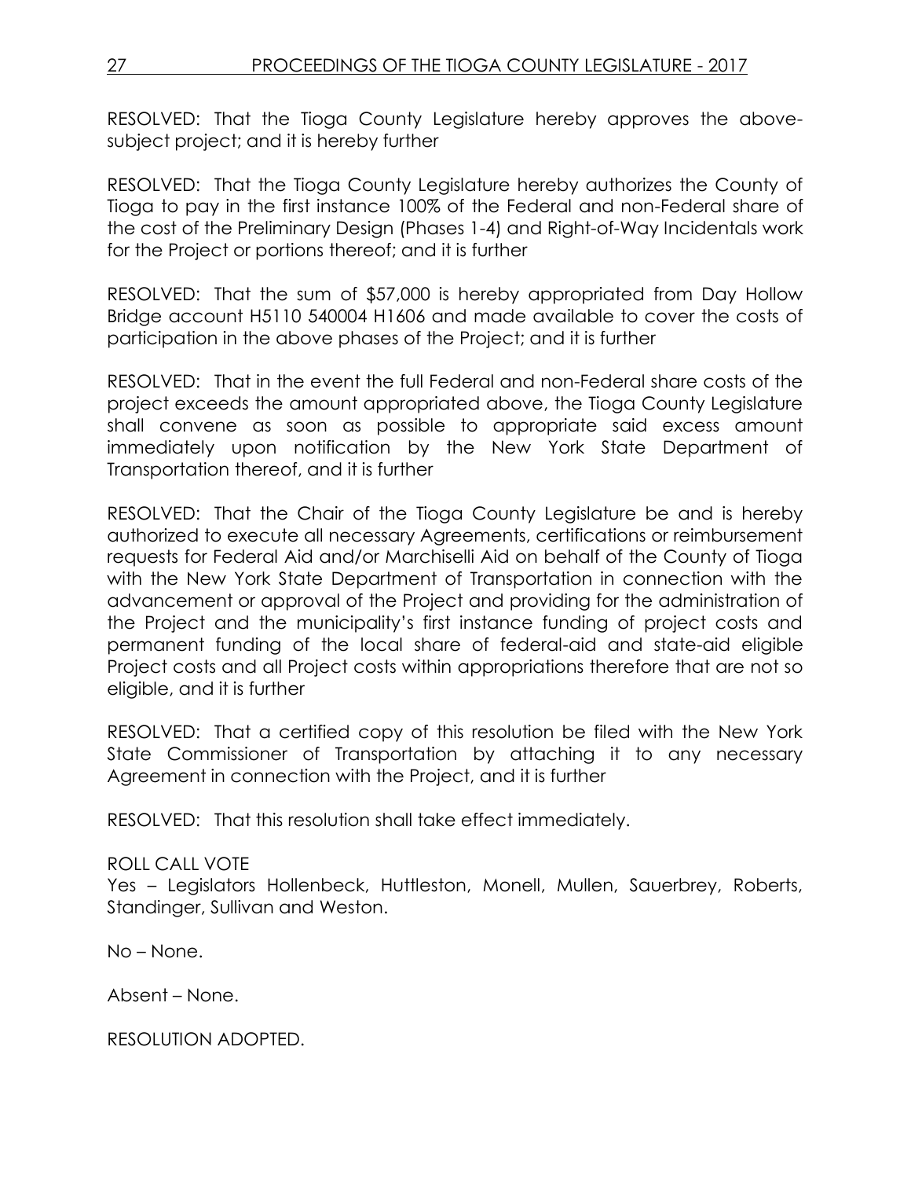RESOLVED: That the Tioga County Legislature hereby approves the above-subject project; and it is hereby further

RESOLVED: That the Tioga County Legislature hereby authorizes the County of Tioga to pay in the first instance 100% of the Federal and non-Federal share of the cost of the Preliminary Design (Phases 1-4) and Right-of-Way Incidentals work for the Project or portions thereof; and it is further

RESOLVED: That the sum of $57,000 is hereby appropriated from Day Hollow Bridge account H5110 540004 H1606 and made available to cover the costs of participation in the above phases of the Project; and it is further

RESOLVED: That in the event the full Federal and non-Federal share costs of the project exceeds the amount appropriated above, the Tioga County Legislature shall convene as soon as possible to appropriate said excess amount immediately upon notification by the New York State Department of Transportation thereof, and it is further

RESOLVED: That the Chair of the Tioga County Legislature be and is hereby authorized to execute all necessary Agreements, certifications or reimbursement requests for Federal Aid and/or Marchiselli Aid on behalf of the County of Tioga with the New York State Department of Transportation in connection with the advancement or approval of the Project and providing for the administration of the Project and the municipality's first instance funding of project costs and permanent funding of the local share of federal-aid and state-aid eligible Project costs and all Project costs within appropriations therefore that are not so eligible, and it is further

RESOLVED: That a certified copy of this resolution be filed with the New York State Commissioner of Transportation by attaching it to any necessary Agreement in connection with the Project, and it is further

RESOLVED: That this resolution shall take effect immediately.

ROLL CALL VOTE
Yes – Legislators Hollenbeck, Huttleston, Monell, Mullen, Sauerbrey, Roberts, Standinger, Sullivan and Weston.

No – None.

Absent – None.

RESOLUTION ADOPTED.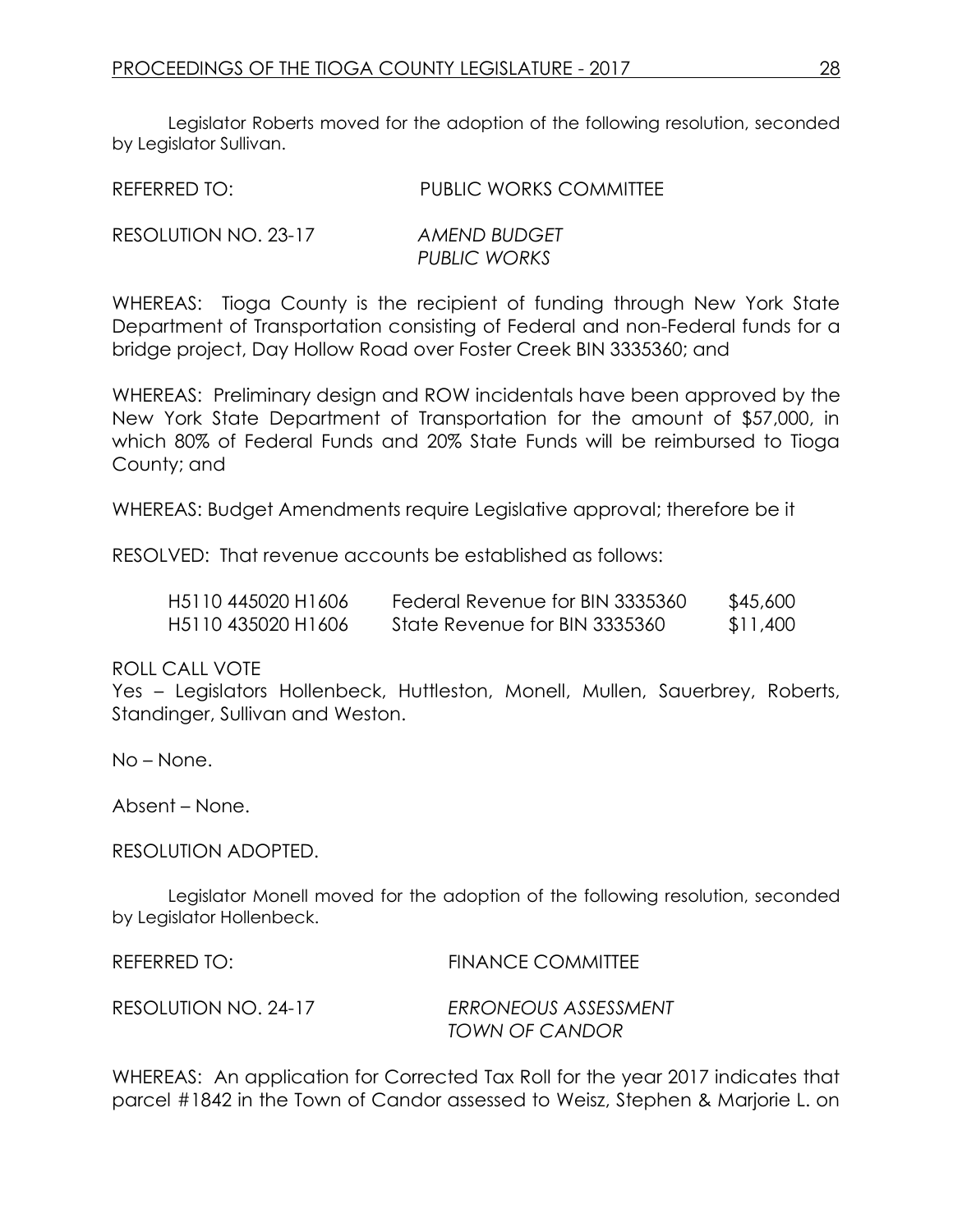Legislator Roberts moved for the adoption of the following resolution, seconded by Legislator Sullivan.

REFERRED TO: PUBLIC WORKS COMMITTEE

RESOLUTION NO. 23-17 *AMEND BUDGET PUBLIC WORKS*

WHEREAS: Tioga County is the recipient of funding through New York State Department of Transportation consisting of Federal and non-Federal funds for a bridge project, Day Hollow Road over Foster Creek BIN 3335360; and

WHEREAS: Preliminary design and ROW incidentals have been approved by the New York State Department of Transportation for the amount of $57,000, in which 80% of Federal Funds and 20% State Funds will be reimbursed to Tioga County; and

WHEREAS: Budget Amendments require Legislative approval; therefore be it

RESOLVED: That revenue accounts be established as follows:

| | | |
|---|---|---|
| H5110 445020 H1606 | Federal Revenue for BIN 3335360 | $45,600 |
| H5110 435020 H1606 | State Revenue for BIN 3335360 | $11,400 |

ROLL CALL VOTE
Yes – Legislators Hollenbeck, Huttleston, Monell, Mullen, Sauerbrey, Roberts, Standinger, Sullivan and Weston.

No – None.

Absent – None.

RESOLUTION ADOPTED.

Legislator Monell moved for the adoption of the following resolution, seconded by Legislator Hollenbeck.

REFERRED TO: FINANCE COMMITTEE

RESOLUTION NO. 24-17 *ERRONEOUS ASSESSMENT TOWN OF CANDOR*

WHEREAS: An application for Corrected Tax Roll for the year 2017 indicates that parcel #1842 in the Town of Candor assessed to Weisz, Stephen & Marjorie L. on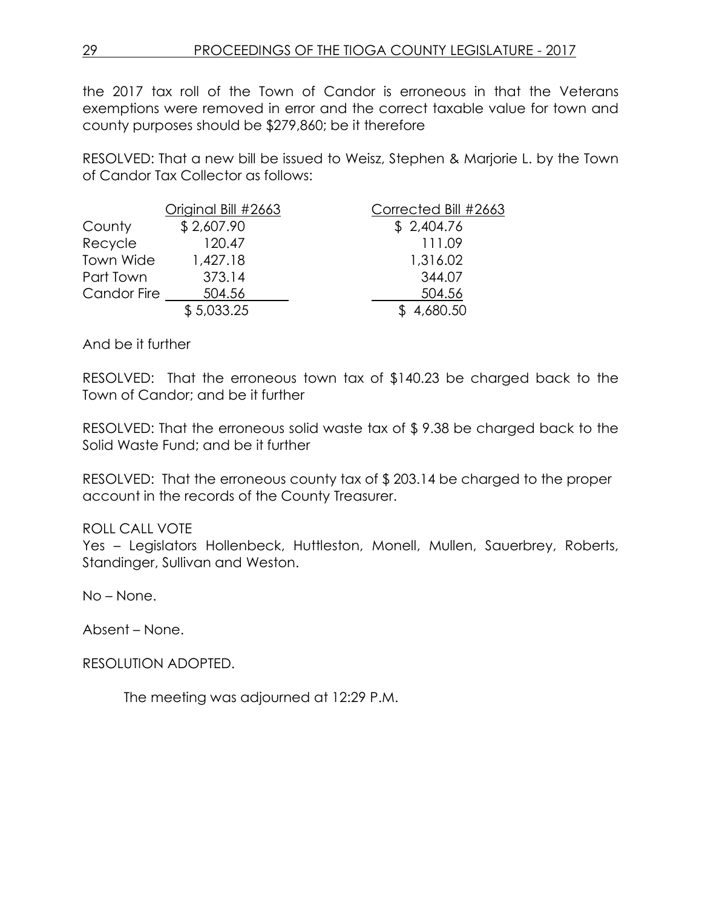the 2017 tax roll of the Town of Candor is erroneous in that the Veterans exemptions were removed in error and the correct taxable value for town and county purposes should be $279,860; be it therefore

RESOLVED: That a new bill be issued to Weisz, Stephen & Marjorie L. by the Town of Candor Tax Collector as follows:

| | Original Bill #2663 | Corrected Bill #2663 |
|---|---|---|
| County | $ 2,607.90 | $ 2,404.76 |
| Recycle | 120.47 | 111.09 |
| Town Wide | 1,427.18 | 1,316.02 |
| Part Town | 373.14 | 344.07 |
| Candor Fire | 504.56 | 504.56 |
| | $ 5,033.25 | $ 4,680.50 |

And be it further

RESOLVED: That the erroneous town tax of $140.23 be charged back to the Town of Candor; and be it further

RESOLVED: That the erroneous solid waste tax of $ 9.38 be charged back to the Solid Waste Fund; and be it further

RESOLVED: That the erroneous county tax of $ 203.14 be charged to the proper account in the records of the County Treasurer.

ROLL CALL VOTE
Yes – Legislators Hollenbeck, Huttleston, Monell, Mullen, Sauerbrey, Roberts, Standinger, Sullivan and Weston.

No – None.

Absent – None.

RESOLUTION ADOPTED.

The meeting was adjourned at 12:29 P.M.